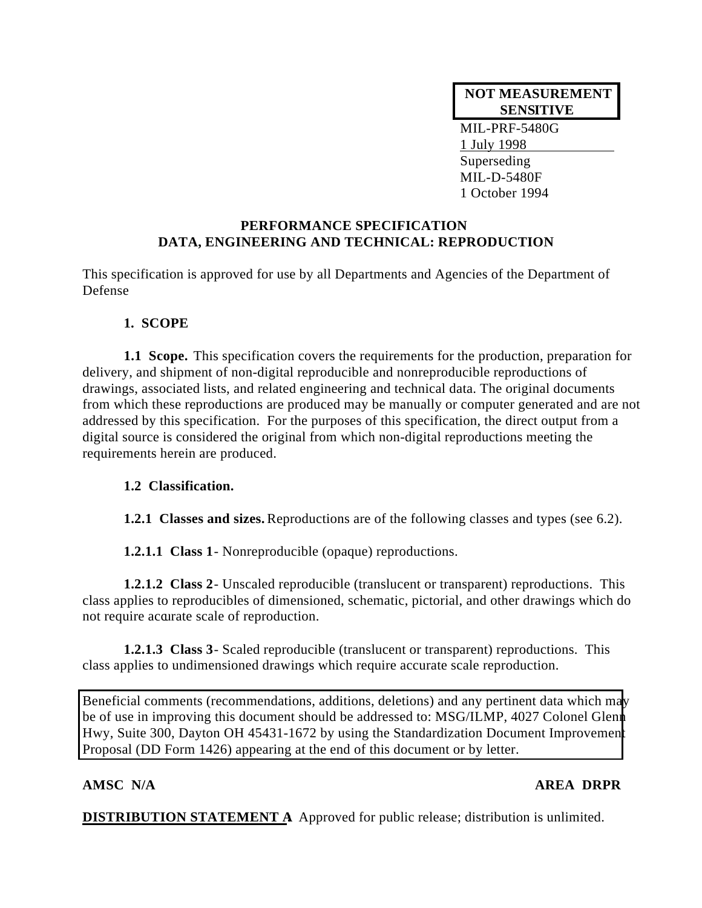**NOT MEASUREMENT SENSITIVE**

MIL-PRF-5480G
1 July 1998
Superseding
MIL-D-5480F
1 October 1994

# PERFORMANCE SPECIFICATION
# DATA, ENGINEERING AND TECHNICAL: REPRODUCTION

This specification is approved for use by all Departments and Agencies of the Department of Defense

## 1. SCOPE

**1.1 Scope.** This specification covers the requirements for the production, preparation for delivery, and shipment of non-digital reproducible and nonreproducible reproductions of drawings, associated lists, and related engineering and technical data. The original documents from which these reproductions are produced may be manually or computer generated and are not addressed by this specification. For the purposes of this specification, the direct output from a digital source is considered the original from which non-digital reproductions meeting the requirements herein are produced.

**1.2 Classification.**

**1.2.1 Classes and sizes.** Reproductions are of the following classes and types (see 6.2).

**1.2.1.1 Class 1** - Nonreproducible (opaque) reproductions.

**1.2.1.2 Class 2** - Unscaled reproducible (translucent or transparent) reproductions. This class applies to reproducibles of dimensioned, schematic, pictorial, and other drawings which do not require accurate scale of reproduction.

**1.2.1.3 Class 3** - Scaled reproducible (translucent or transparent) reproductions. This class applies to undimensioned drawings which require accurate scale reproduction.

Beneficial comments (recommendations, additions, deletions) and any pertinent data which may be of use in improving this document should be addressed to: MSG/ILMP, 4027 Colonel Glenn Hwy, Suite 300, Dayton OH 45431-1672 by using the Standardization Document Improvement Proposal (DD Form 1426) appearing at the end of this document or by letter.

**AMSC N/A** **AREA DRPR**

**DISTRIBUTION STATEMENT A** Approved for public release; distribution is unlimited.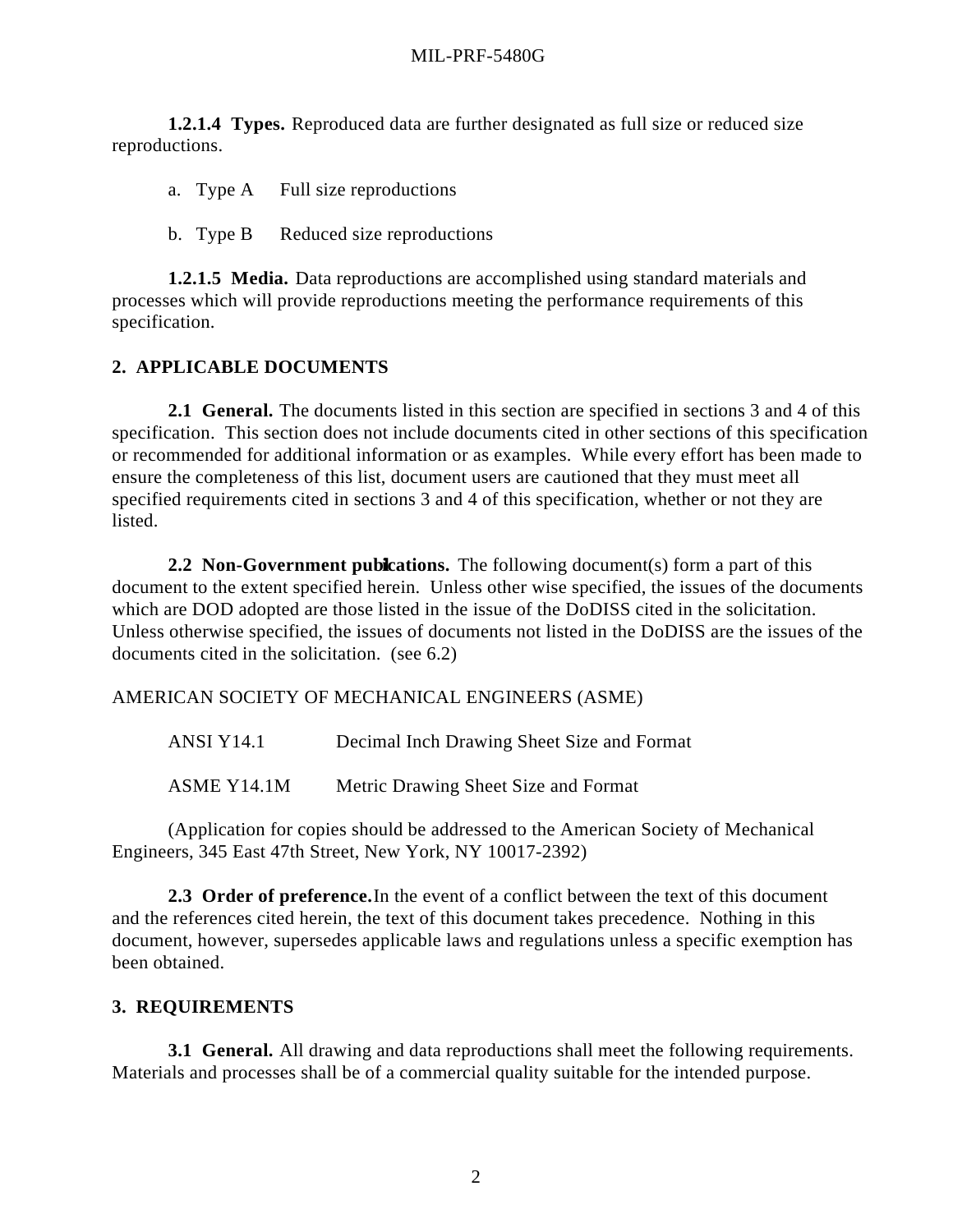**1.2.1.4 Types.** Reproduced data are further designated as full size or reduced size reproductions.

a. Type A Full size reproductions

b. Type B Reduced size reproductions

**1.2.1.5 Media.** Data reproductions are accomplished using standard materials and processes which will provide reproductions meeting the performance requirements of this specification.

## 2. APPLICABLE DOCUMENTS

**2.1 General.** The documents listed in this section are specified in sections 3 and 4 of this specification. This section does not include documents cited in other sections of this specification or recommended for additional information or as examples. While every effort has been made to ensure the completeness of this list, document users are cautioned that they must meet all specified requirements cited in sections 3 and 4 of this specification, whether or not they are listed.

**2.2 Non-Government publications.** The following document(s) form a part of this document to the extent specified herein. Unless other wise specified, the issues of the documents which are DOD adopted are those listed in the issue of the DoDISS cited in the solicitation. Unless otherwise specified, the issues of documents not listed in the DoDISS are the issues of the documents cited in the solicitation. (see 6.2)

AMERICAN SOCIETY OF MECHANICAL ENGINEERS (ASME)

ANSI Y14.1 Decimal Inch Drawing Sheet Size and Format

ASME Y14.1M Metric Drawing Sheet Size and Format

(Application for copies should be addressed to the American Society of Mechanical Engineers, 345 East 47th Street, New York, NY 10017-2392)

**2.3 Order of preference.** In the event of a conflict between the text of this document and the references cited herein, the text of this document takes precedence. Nothing in this document, however, supersedes applicable laws and regulations unless a specific exemption has been obtained.

## 3. REQUIREMENTS

**3.1 General.** All drawing and data reproductions shall meet the following requirements. Materials and processes shall be of a commercial quality suitable for the intended purpose.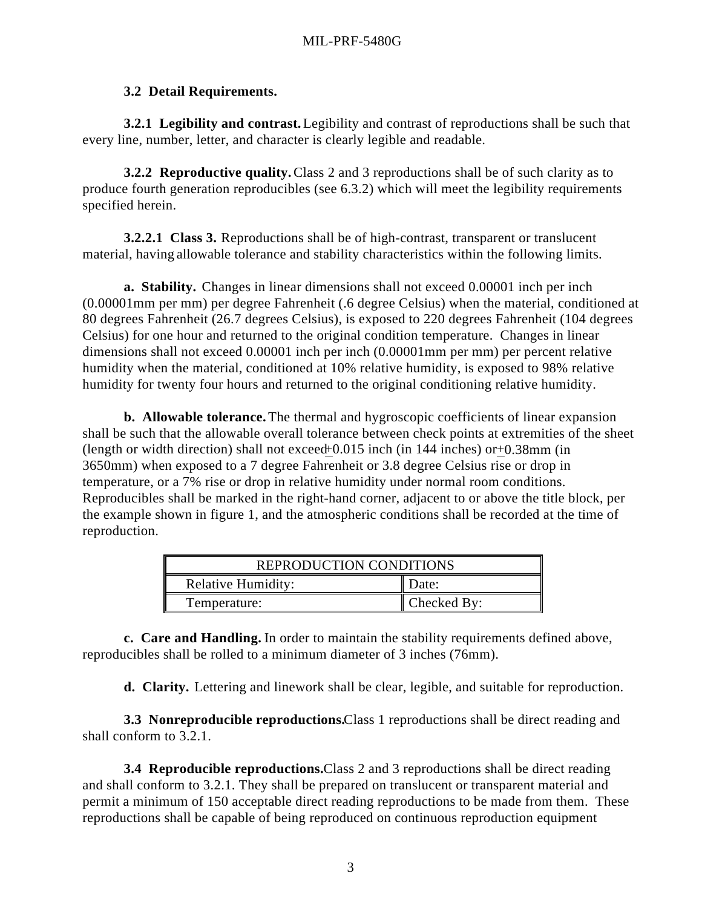**3.2 Detail Requirements.**

**3.2.1 Legibility and contrast.** Legibility and contrast of reproductions shall be such that every line, number, letter, and character is clearly legible and readable.

**3.2.2 Reproductive quality.** Class 2 and 3 reproductions shall be of such clarity as to produce fourth generation reproducibles (see 6.3.2) which will meet the legibility requirements specified herein.

**3.2.2.1 Class 3.** Reproductions shall be of high-contrast, transparent or translucent material, having allowable tolerance and stability characteristics within the following limits.

**a. Stability.** Changes in linear dimensions shall not exceed 0.00001 inch per inch (0.00001mm per mm) per degree Fahrenheit (.6 degree Celsius) when the material, conditioned at 80 degrees Fahrenheit (26.7 degrees Celsius), is exposed to 220 degrees Fahrenheit (104 degrees Celsius) for one hour and returned to the original condition temperature. Changes in linear dimensions shall not exceed 0.00001 inch per inch (0.00001mm per mm) per percent relative humidity when the material, conditioned at 10% relative humidity, is exposed to 98% relative humidity for twenty four hours and returned to the original conditioning relative humidity.

**b. Allowable tolerance.** The thermal and hygroscopic coefficients of linear expansion shall be such that the allowable overall tolerance between check points at extremities of the sheet (length or width direction) shall not exceed ±0.015 inch (in 144 inches) or ±0.38mm (in 3650mm) when exposed to a 7 degree Fahrenheit or 3.8 degree Celsius rise or drop in temperature, or a 7% rise or drop in relative humidity under normal room conditions. Reproducibles shall be marked in the right-hand corner, adjacent to or above the title block, per the example shown in figure 1, and the atmospheric conditions shall be recorded at the time of reproduction.

| REPRODUCTION CONDITIONS | |
|---|---|
| Relative Humidity: | Date: |
| Temperature: | Checked By: |

**c. Care and Handling.** In order to maintain the stability requirements defined above, reproducibles shall be rolled to a minimum diameter of 3 inches (76mm).

**d. Clarity.** Lettering and linework shall be clear, legible, and suitable for reproduction.

**3.3 Nonreproducible reproductions.** Class 1 reproductions shall be direct reading and shall conform to 3.2.1.

**3.4 Reproducible reproductions.** Class 2 and 3 reproductions shall be direct reading and shall conform to 3.2.1. They shall be prepared on translucent or transparent material and permit a minimum of 150 acceptable direct reading reproductions to be made from them. These reproductions shall be capable of being reproduced on continuous reproduction equipment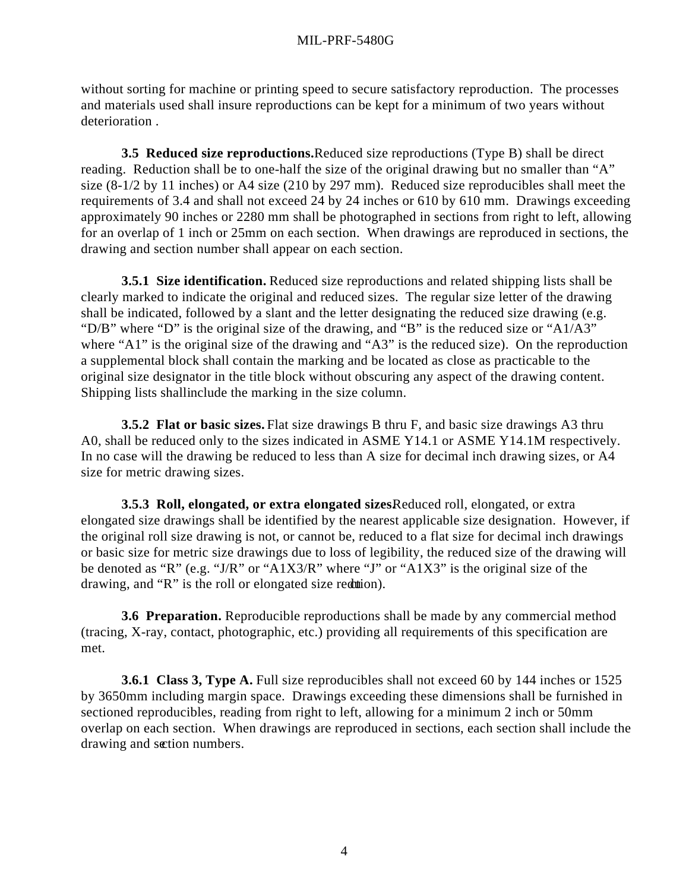without sorting for machine or printing speed to secure satisfactory reproduction. The processes and materials used shall insure reproductions can be kept for a minimum of two years without deterioration .

**3.5 Reduced size reproductions.** Reduced size reproductions (Type B) shall be direct reading. Reduction shall be to one-half the size of the original drawing but no smaller than "A" size (8-1/2 by 11 inches) or A4 size (210 by 297 mm). Reduced size reproducibles shall meet the requirements of 3.4 and shall not exceed 24 by 24 inches or 610 by 610 mm. Drawings exceeding approximately 90 inches or 2280 mm shall be photographed in sections from right to left, allowing for an overlap of 1 inch or 25mm on each section. When drawings are reproduced in sections, the drawing and section number shall appear on each section.

**3.5.1 Size identification.** Reduced size reproductions and related shipping lists shall be clearly marked to indicate the original and reduced sizes. The regular size letter of the drawing shall be indicated, followed by a slant and the letter designating the reduced size drawing (e.g. "D/B" where "D" is the original size of the drawing, and "B" is the reduced size or "A1/A3" where "A1" is the original size of the drawing and "A3" is the reduced size). On the reproduction a supplemental block shall contain the marking and be located as close as practicable to the original size designator in the title block without obscuring any aspect of the drawing content. Shipping lists shall include the marking in the size column.

**3.5.2 Flat or basic sizes.** Flat size drawings B thru F, and basic size drawings A3 thru A0, shall be reduced only to the sizes indicated in ASME Y14.1 or ASME Y14.1M respectively. In no case will the drawing be reduced to less than A size for decimal inch drawing sizes, or A4 size for metric drawing sizes.

**3.5.3 Roll, elongated, or extra elongated sizes.** Reduced roll, elongated, or extra elongated size drawings shall be identified by the nearest applicable size designation. However, if the original roll size drawing is not, or cannot be, reduced to a flat size for decimal inch drawings or basic size for metric size drawings due to loss of legibility, the reduced size of the drawing will be denoted as "R" (e.g. "J/R" or "A1X3/R" where "J" or "A1X3" is the original size of the drawing, and "R" is the roll or elongated size reduction).

**3.6 Preparation.** Reproducible reproductions shall be made by any commercial method (tracing, X-ray, contact, photographic, etc.) providing all requirements of this specification are met.

**3.6.1 Class 3, Type A.** Full size reproducibles shall not exceed 60 by 144 inches or 1525 by 3650mm including margin space. Drawings exceeding these dimensions shall be furnished in sectioned reproducibles, reading from right to left, allowing for a minimum 2 inch or 50mm overlap on each section. When drawings are reproduced in sections, each section shall include the drawing and section numbers.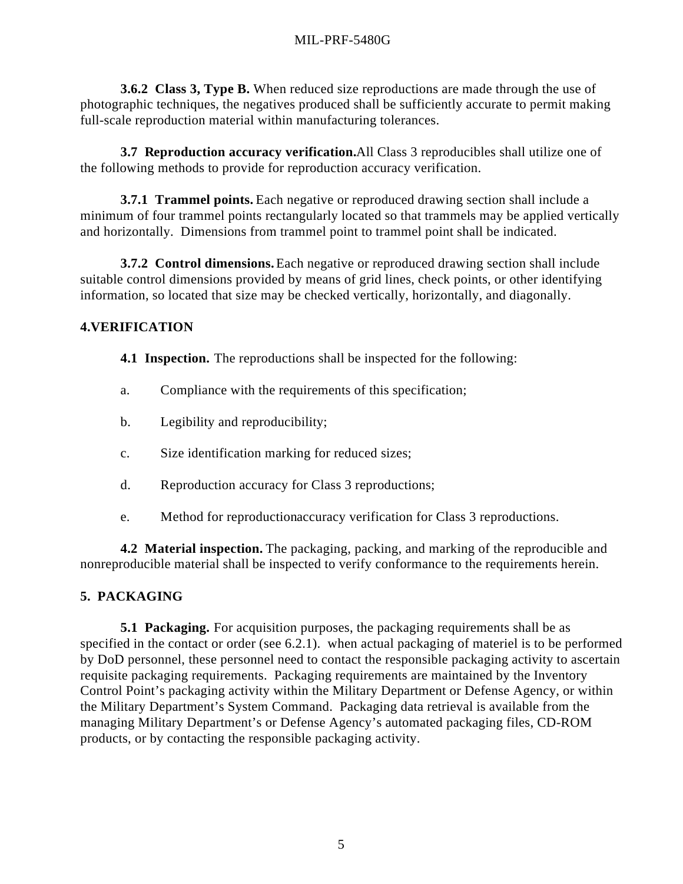**3.6.2 Class 3, Type B.** When reduced size reproductions are made through the use of photographic techniques, the negatives produced shall be sufficiently accurate to permit making full-scale reproduction material within manufacturing tolerances.

**3.7 Reproduction accuracy verification.**All Class 3 reproducibles shall utilize one of the following methods to provide for reproduction accuracy verification.

**3.7.1 Trammel points.** Each negative or reproduced drawing section shall include a minimum of four trammel points rectangularly located so that trammels may be applied vertically and horizontally. Dimensions from trammel point to trammel point shall be indicated.

**3.7.2 Control dimensions.** Each negative or reproduced drawing section shall include suitable control dimensions provided by means of grid lines, check points, or other identifying information, so located that size may be checked vertically, horizontally, and diagonally.

## 4.VERIFICATION

**4.1 Inspection.** The reproductions shall be inspected for the following:

a. Compliance with the requirements of this specification;

b. Legibility and reproducibility;

c. Size identification marking for reduced sizes;

d. Reproduction accuracy for Class 3 reproductions;

e. Method for reproductionaccuracy verification for Class 3 reproductions.

**4.2 Material inspection.** The packaging, packing, and marking of the reproducible and nonreproducible material shall be inspected to verify conformance to the requirements herein.

## 5. PACKAGING

**5.1 Packaging.** For acquisition purposes, the packaging requirements shall be as specified in the contact or order (see 6.2.1). when actual packaging of materiel is to be performed by DoD personnel, these personnel need to contact the responsible packaging activity to ascertain requisite packaging requirements. Packaging requirements are maintained by the Inventory Control Point's packaging activity within the Military Department or Defense Agency, or within the Military Department's System Command. Packaging data retrieval is available from the managing Military Department's or Defense Agency's automated packaging files, CD-ROM products, or by contacting the responsible packaging activity.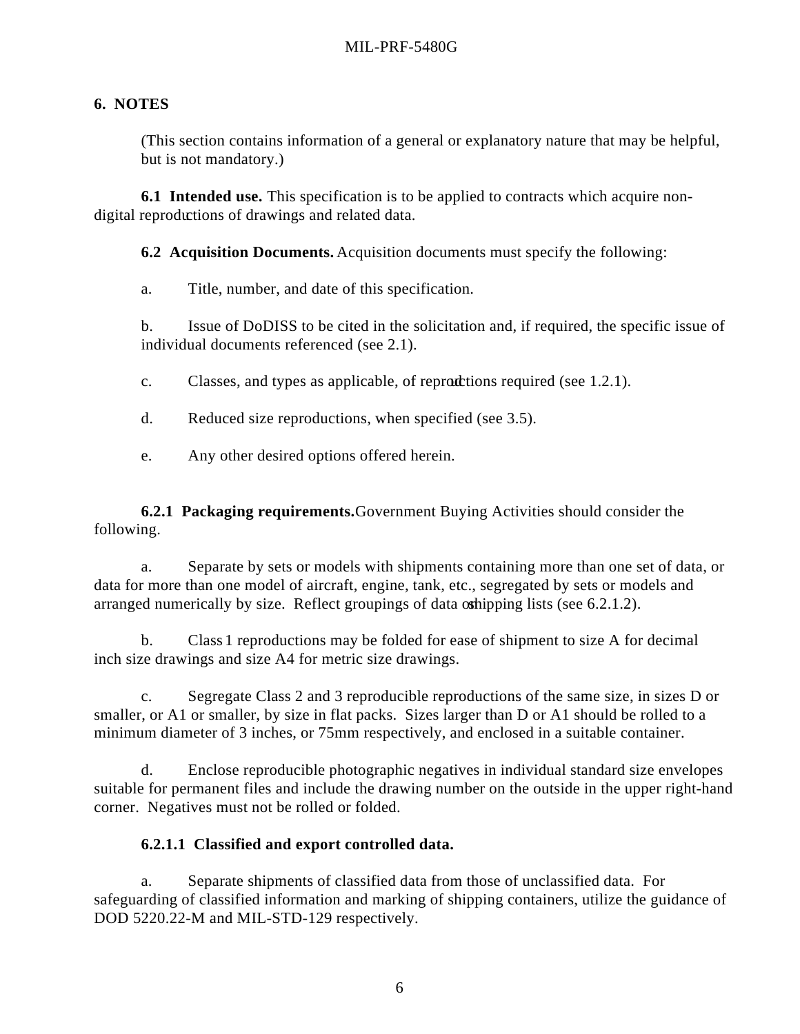## 6. NOTES

(This section contains information of a general or explanatory nature that may be helpful, but is not mandatory.)

**6.1 Intended use.** This specification is to be applied to contracts which acquire non-digital reproductions of drawings and related data.

**6.2 Acquisition Documents.** Acquisition documents must specify the following:

a. Title, number, and date of this specification.

b. Issue of DoDISS to be cited in the solicitation and, if required, the specific issue of individual documents referenced (see 2.1).

c. Classes, and types as applicable, of reproductions required (see 1.2.1).

d. Reduced size reproductions, when specified (see 3.5).

e. Any other desired options offered herein.

**6.2.1 Packaging requirements.** Government Buying Activities should consider the following.

a. Separate by sets or models with shipments containing more than one set of data, or data for more than one model of aircraft, engine, tank, etc., segregated by sets or models and arranged numerically by size. Reflect groupings of data on shipping lists (see 6.2.1.2).

b. Class 1 reproductions may be folded for ease of shipment to size A for decimal inch size drawings and size A4 for metric size drawings.

c. Segregate Class 2 and 3 reproducible reproductions of the same size, in sizes D or smaller, or A1 or smaller, by size in flat packs. Sizes larger than D or A1 should be rolled to a minimum diameter of 3 inches, or 75mm respectively, and enclosed in a suitable container.

d. Enclose reproducible photographic negatives in individual standard size envelopes suitable for permanent files and include the drawing number on the outside in the upper right-hand corner. Negatives must not be rolled or folded.

**6.2.1.1 Classified and export controlled data.**

a. Separate shipments of classified data from those of unclassified data. For safeguarding of classified information and marking of shipping containers, utilize the guidance of DOD 5220.22-M and MIL-STD-129 respectively.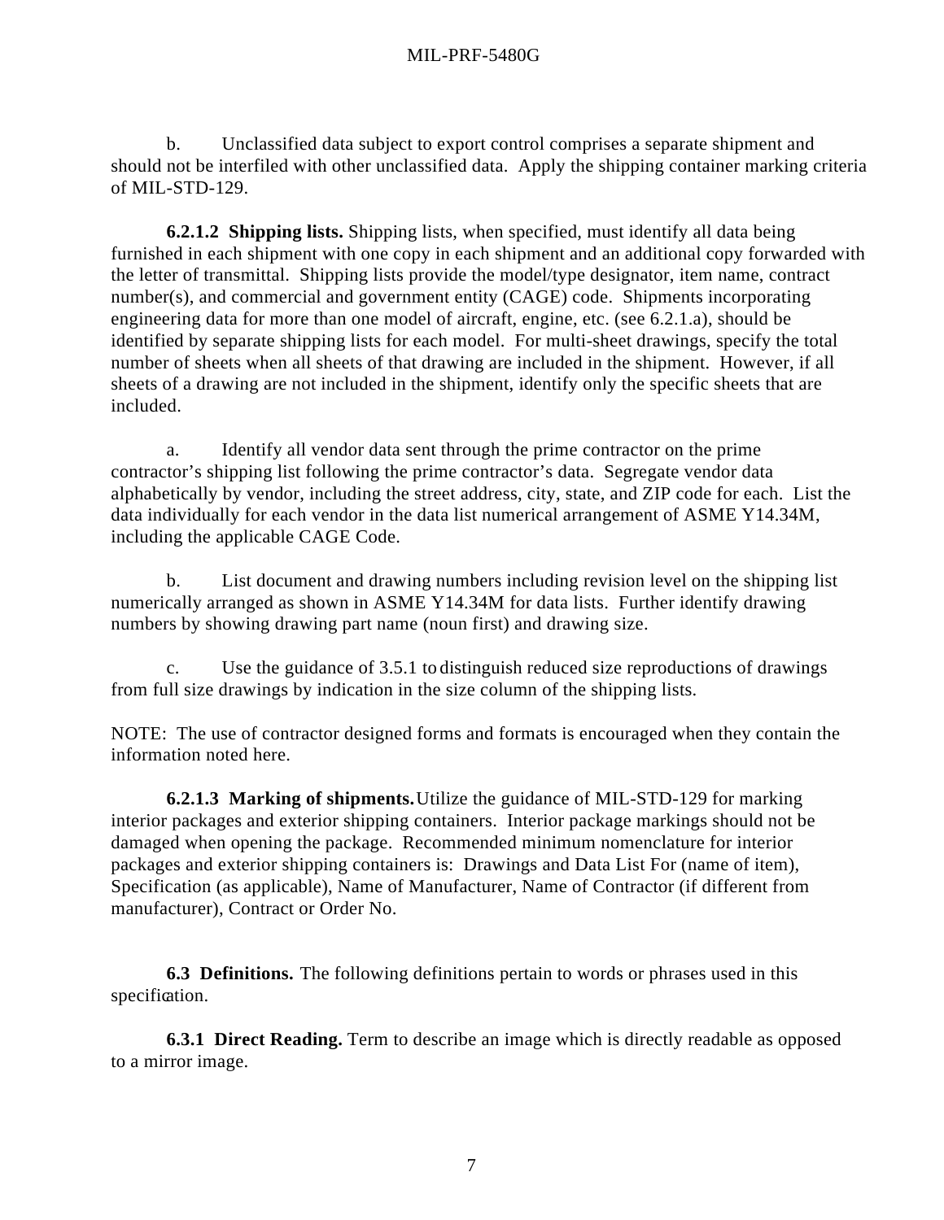b. Unclassified data subject to export control comprises a separate shipment and should not be interfiled with other unclassified data. Apply the shipping container marking criteria of MIL-STD-129.

**6.2.1.2 Shipping lists.** Shipping lists, when specified, must identify all data being furnished in each shipment with one copy in each shipment and an additional copy forwarded with the letter of transmittal. Shipping lists provide the model/type designator, item name, contract number(s), and commercial and government entity (CAGE) code. Shipments incorporating engineering data for more than one model of aircraft, engine, etc. (see 6.2.1.a), should be identified by separate shipping lists for each model. For multi-sheet drawings, specify the total number of sheets when all sheets of that drawing are included in the shipment. However, if all sheets of a drawing are not included in the shipment, identify only the specific sheets that are included.

a. Identify all vendor data sent through the prime contractor on the prime contractor's shipping list following the prime contractor's data. Segregate vendor data alphabetically by vendor, including the street address, city, state, and ZIP code for each. List the data individually for each vendor in the data list numerical arrangement of ASME Y14.34M, including the applicable CAGE Code.

b. List document and drawing numbers including revision level on the shipping list numerically arranged as shown in ASME Y14.34M for data lists. Further identify drawing numbers by showing drawing part name (noun first) and drawing size.

c. Use the guidance of 3.5.1 to distinguish reduced size reproductions of drawings from full size drawings by indication in the size column of the shipping lists.

NOTE: The use of contractor designed forms and formats is encouraged when they contain the information noted here.

**6.2.1.3 Marking of shipments.** Utilize the guidance of MIL-STD-129 for marking interior packages and exterior shipping containers. Interior package markings should not be damaged when opening the package. Recommended minimum nomenclature for interior packages and exterior shipping containers is: Drawings and Data List For (name of item), Specification (as applicable), Name of Manufacturer, Name of Contractor (if different from manufacturer), Contract or Order No.

**6.3 Definitions.** The following definitions pertain to words or phrases used in this specification.

**6.3.1 Direct Reading.** Term to describe an image which is directly readable as opposed to a mirror image.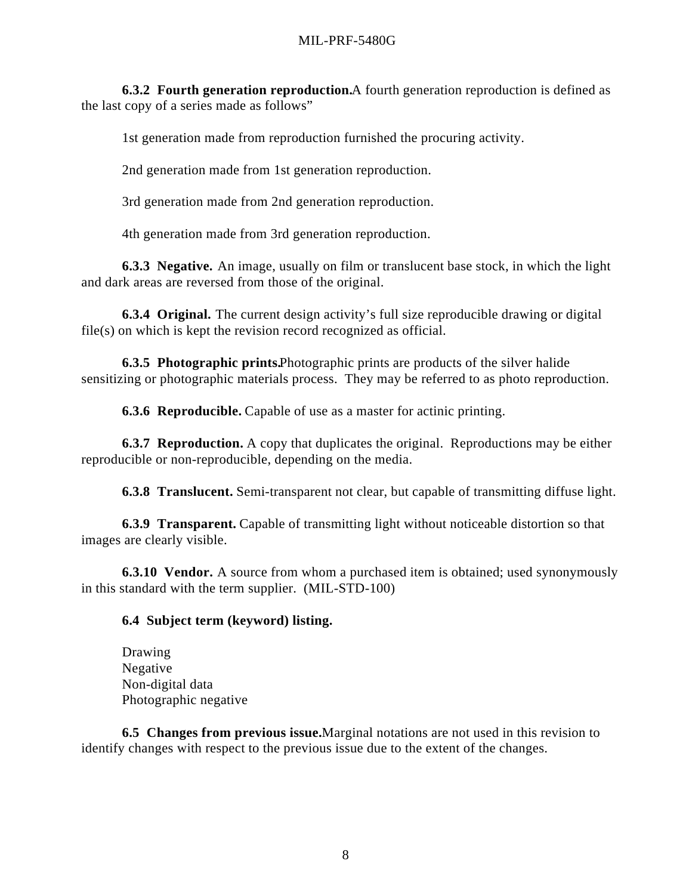**6.3.2 Fourth generation reproduction.** A fourth generation reproduction is defined as the last copy of a series made as follows”

1st generation made from reproduction furnished the procuring activity.

2nd generation made from 1st generation reproduction.

3rd generation made from 2nd generation reproduction.

4th generation made from 3rd generation reproduction.

**6.3.3 Negative.** An image, usually on film or translucent base stock, in which the light and dark areas are reversed from those of the original.

**6.3.4 Original.** The current design activity’s full size reproducible drawing or digital file(s) on which is kept the revision record recognized as official.

**6.3.5 Photographic prints.** Photographic prints are products of the silver halide sensitizing or photographic materials process. They may be referred to as photo reproduction.

**6.3.6 Reproducible.** Capable of use as a master for actinic printing.

**6.3.7 Reproduction.** A copy that duplicates the original. Reproductions may be either reproducible or non-reproducible, depending on the media.

**6.3.8 Translucent.** Semi-transparent not clear, but capable of transmitting diffuse light.

**6.3.9 Transparent.** Capable of transmitting light without noticeable distortion so that images are clearly visible.

**6.3.10 Vendor.** A source from whom a purchased item is obtained; used synonymously in this standard with the term supplier. (MIL-STD-100)

**6.4 Subject term (keyword) listing.**

Drawing
Negative
Non-digital data
Photographic negative

**6.5 Changes from previous issue.** Marginal notations are not used in this revision to identify changes with respect to the previous issue due to the extent of the changes.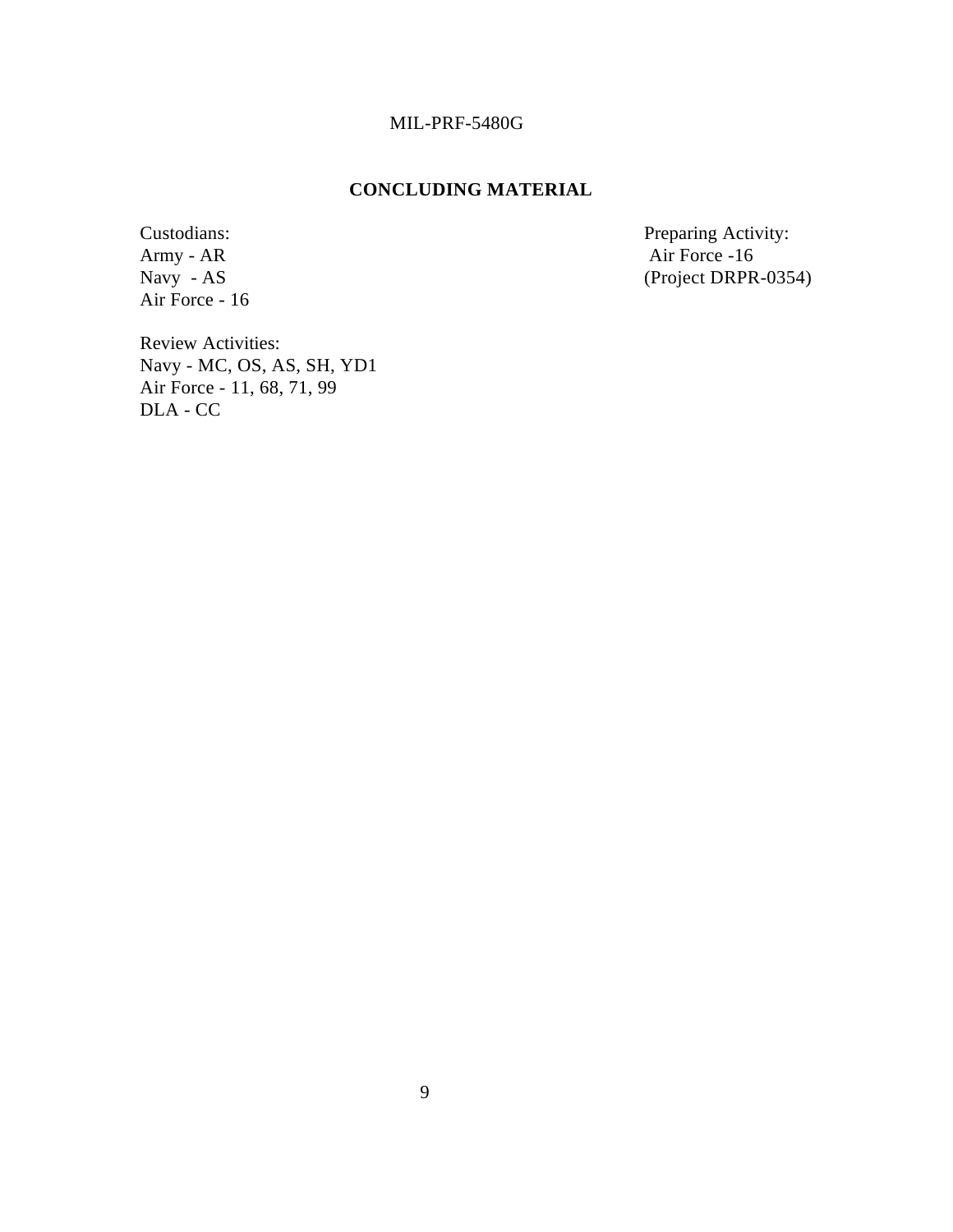## CONCLUDING MATERIAL

Custodians:
Army - AR
Navy - AS
Air Force - 16

Preparing Activity:
Air Force -16
(Project DRPR-0354)

Review Activities:
Navy - MC, OS, AS, SH, YD1
Air Force - 11, 68, 71, 99
DLA - CC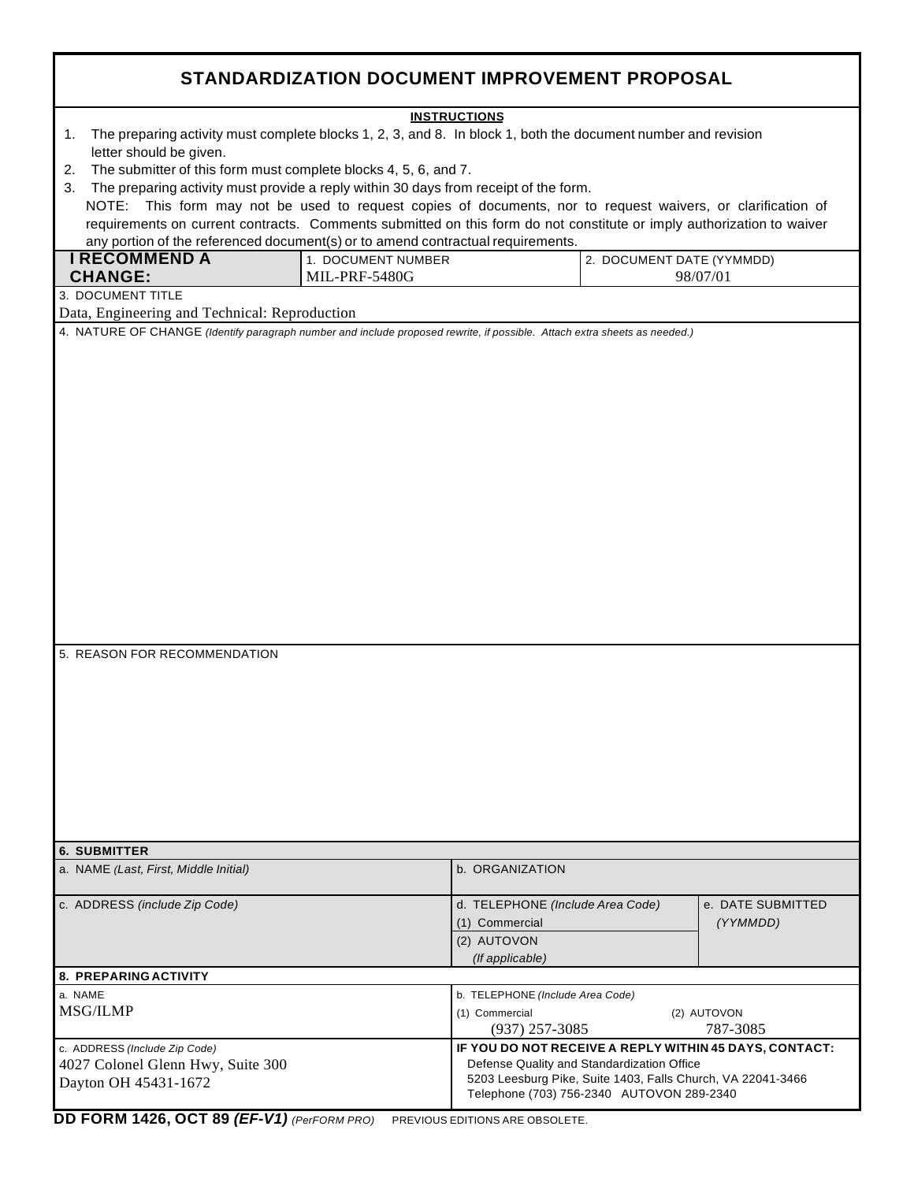# STANDARDIZATION DOCUMENT IMPROVEMENT PROPOSAL

**INSTRUCTIONS**

1. The preparing activity must complete blocks 1, 2, 3, and 8. In block 1, both the document number and revision letter should be given.
2. The submitter of this form must complete blocks 4, 5, 6, and 7.
3. The preparing activity must provide a reply within 30 days from receipt of the form.

NOTE: This form may not be used to request copies of documents, nor to request waivers, or clarification of requirements on current contracts. Comments submitted on this form do not constitute or imply authorization to waiver any portion of the referenced document(s) or to amend contractual requirements.

| **I RECOMMEND A CHANGE:** | 1. DOCUMENT NUMBER<br>MIL-PRF-5480G | 2. DOCUMENT DATE (YYMMDD)<br>98/07/01 |
|---|---|---|

3. DOCUMENT TITLE
Data, Engineering and Technical: Reproduction

4. NATURE OF CHANGE *(Identify paragraph number and include proposed rewrite, if possible. Attach extra sheets as needed.)*

5. REASON FOR RECOMMENDATION

**6. SUBMITTER**

| a. NAME *(Last, First, Middle Initial)* | b. ORGANIZATION | |
|---|---|---|
| c. ADDRESS *(include Zip Code)* | d. TELEPHONE *(Include Area Code)*<br>(1) Commercial<br>(2) AUTOVON<br>*(If applicable)* | e. DATE SUBMITTED *(YYMMDD)* |

**8. PREPARING ACTIVITY**

| a. NAME<br>MSG/ILMP | b. TELEPHONE *(Include Area Code)*<br>(1) Commercial (937) 257-3085<br>(2) AUTOVON 787-3085 |
|---|---|
| c. ADDRESS *(Include Zip Code)*<br>4027 Colonel Glenn Hwy, Suite 300<br>Dayton OH 45431-1672 | **IF YOU DO NOT RECEIVE A REPLY WITHIN 45 DAYS, CONTACT:**<br>Defense Quality and Standardization Office<br>5203 Leesburg Pike, Suite 1403, Falls Church, VA 22041-3466<br>Telephone (703) 756-2340 AUTOVON 289-2340 |

**DD FORM 1426, OCT 89** ***(EF-V1)*** *(PerFORM PRO)* PREVIOUS EDITIONS ARE OBSOLETE.